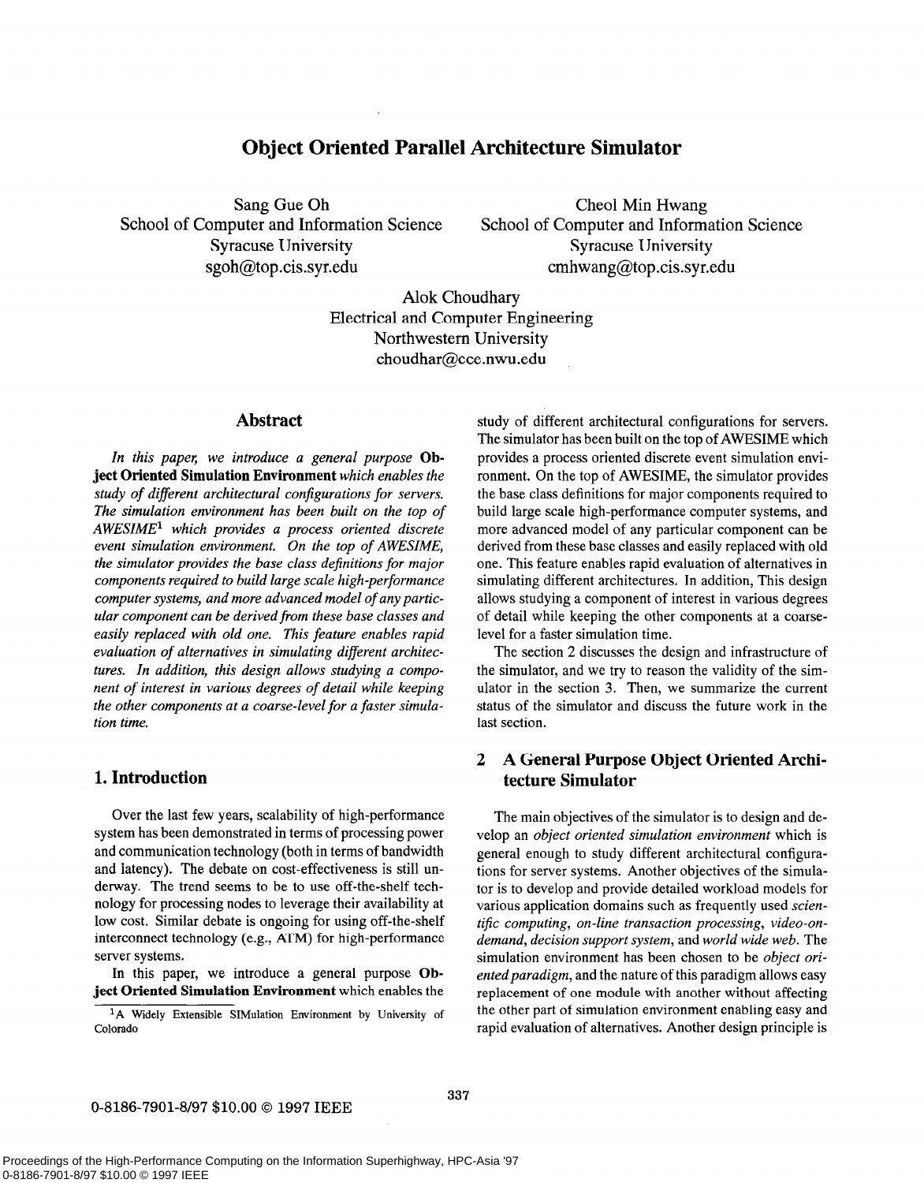# Object Oriented Parallel Architecture Simulator

Sang Gue Oh
School of Computer and Information Science
Syracuse University
sgoh@top.cis.syr.edu

Cheol Min Hwang
School of Computer and Information Science
Syracuse University
cmhwang@top.cis.syr.edu

Alok Choudhary
Electrical and Computer Engineering
Northwestern University
choudhar@cce.nwu.edu

## Abstract

*In this paper, we introduce a general purpose* **Object Oriented Simulation Environment** *which enables the study of different architectural configurations for servers. The simulation environment has been built on the top of AWESIME*[1] *which provides a process oriented discrete event simulation environment. On the top of AWESIME, the simulator provides the base class definitions for major components required to build large scale high-performance computer systems, and more advanced model of any particular component can be derived from these base classes and easily replaced with old one. This feature enables rapid evaluation of alternatives in simulating different architectures. In addition, this design allows studying a component of interest in various degrees of detail while keeping the other components at a coarse-level for a faster simulation time.*

## 1. Introduction

Over the last few years, scalability of high-performance system has been demonstrated in terms of processing power and communication technology (both in terms of bandwidth and latency). The debate on cost-effectiveness is still underway. The trend seems to be to use off-the-shelf technology for processing nodes to leverage their availability at low cost. Similar debate is ongoing for using off-the-shelf interconnect technology (e.g., ATM) for high-performance server systems.

In this paper, we introduce a general purpose **Object Oriented Simulation Environment** which enables the study of different architectural configurations for servers. The simulator has been built on the top of AWESIME which provides a process oriented discrete event simulation environment. On the top of AWESIME, the simulator provides the base class definitions for major components required to build large scale high-performance computer systems, and more advanced model of any particular component can be derived from these base classes and easily replaced with old one. This feature enables rapid evaluation of alternatives in simulating different architectures. In addition, This design allows studying a component of interest in various degrees of detail while keeping the other components at a coarse-level for a faster simulation time.

The section 2 discusses the design and infrastructure of the simulator, and we try to reason the validity of the simulator in the section 3. Then, we summarize the current status of the simulator and discuss the future work in the last section.

[1] A Widely Extensible SIMulation Environment by University of Colorado

## 2 A General Purpose Object Oriented Architecture Simulator

The main objectives of the simulator is to design and develop an *object oriented simulation environment* which is general enough to study different architectural configurations for server systems. Another objectives of the simulator is to develop and provide detailed workload models for various application domains such as frequently used *scientific computing*, *on-line transaction processing*, *video-on-demand*, *decision support system*, and *world wide web*. The simulation environment has been chosen to be *object oriented paradigm*, and the nature of this paradigm allows easy replacement of one module with another without affecting the other part of simulation environment enabling easy and rapid evaluation of alternatives. Another design principle is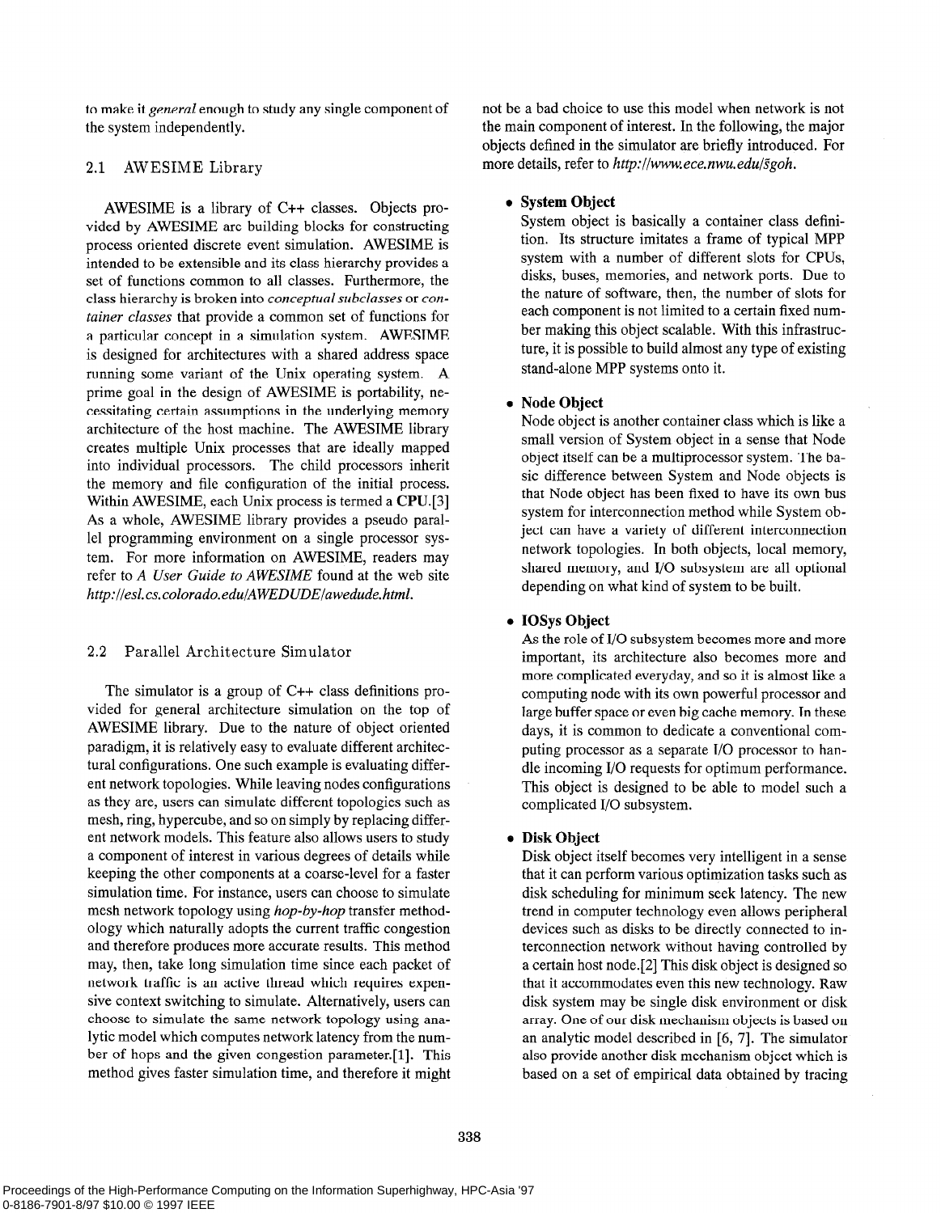to make it *general* enough to study any single component of the system independently.

## 2.1 AWESIME Library

AWESIME is a library of C++ classes. Objects provided by AWESIME are building blocks for constructing process oriented discrete event simulation. AWESIME is intended to be extensible and its class hierarchy provides a set of functions common to all classes. Furthermore, the class hierarchy is broken into *conceptual subclasses* or *container classes* that provide a common set of functions for a particular concept in a simulation system. AWESIME is designed for architectures with a shared address space running some variant of the Unix operating system. A prime goal in the design of AWESIME is portability, necessitating certain assumptions in the underlying memory architecture of the host machine. The AWESIME library creates multiple Unix processes that are ideally mapped into individual processors. The child processors inherit the memory and file configuration of the initial process. Within AWESIME, each Unix process is termed a **CPU**.[3] As a whole, AWESIME library provides a pseudo parallel programming environment on a single processor system. For more information on AWESIME, readers may refer to *A User Guide to AWESIME* found at the web site *http://esl.cs.colorado.edu/AWEDUDE/awedude.html*.

## 2.2 Parallel Architecture Simulator

The simulator is a group of C++ class definitions provided for general architecture simulation on the top of AWESIME library. Due to the nature of object oriented paradigm, it is relatively easy to evaluate different architectural configurations. One such example is evaluating different network topologies. While leaving nodes configurations as they are, users can simulate different topologies such as mesh, ring, hypercube, and so on simply by replacing different network models. This feature also allows users to study a component of interest in various degrees of details while keeping the other components at a coarse-level for a faster simulation time. For instance, users can choose to simulate mesh network topology using *hop-by-hop* transfer methodology which naturally adopts the current traffic congestion and therefore produces more accurate results. This method may, then, take long simulation time since each packet of network traffic is an active thread which requires expensive context switching to simulate. Alternatively, users can choose to simulate the same network topology using analytic model which computes network latency from the number of hops and the given congestion parameter.[1]. This method gives faster simulation time, and therefore it might not be a bad choice to use this model when network is not the main component of interest. In the following, the major objects defined in the simulator are briefly introduced. For more details, refer to *http://www.ece.nwu.edu/šgoh*.

- **System Object**
  System object is basically a container class definition. Its structure imitates a frame of typical MPP system with a number of different slots for CPUs, disks, buses, memories, and network ports. Due to the nature of software, then, the number of slots for each component is not limited to a certain fixed number making this object scalable. With this infrastructure, it is possible to build almost any type of existing stand-alone MPP systems onto it.

- **Node Object**
  Node object is another container class which is like a small version of System object in a sense that Node object itself can be a multiprocessor system. The basic difference between System and Node objects is that Node object has been fixed to have its own bus system for interconnection method while System object can have a variety of different interconnection network topologies. In both objects, local memory, shared memory, and I/O subsystem are all optional depending on what kind of system to be built.

- **IOSys Object**
  As the role of I/O subsystem becomes more and more important, its architecture also becomes more and more complicated everyday, and so it is almost like a computing node with its own powerful processor and large buffer space or even big cache memory. In these days, it is common to dedicate a conventional computing processor as a separate I/O processor to handle incoming I/O requests for optimum performance. This object is designed to be able to model such a complicated I/O subsystem.

- **Disk Object**
  Disk object itself becomes very intelligent in a sense that it can perform various optimization tasks such as disk scheduling for minimum seek latency. The new trend in computer technology even allows peripheral devices such as disks to be directly connected to interconnection network without having controlled by a certain host node.[2] This disk object is designed so that it accommodates even this new technology. Raw disk system may be single disk environment or disk array. One of our disk mechanism objects is based on an analytic model described in [6, 7]. The simulator also provide another disk mechanism object which is based on a set of empirical data obtained by tracing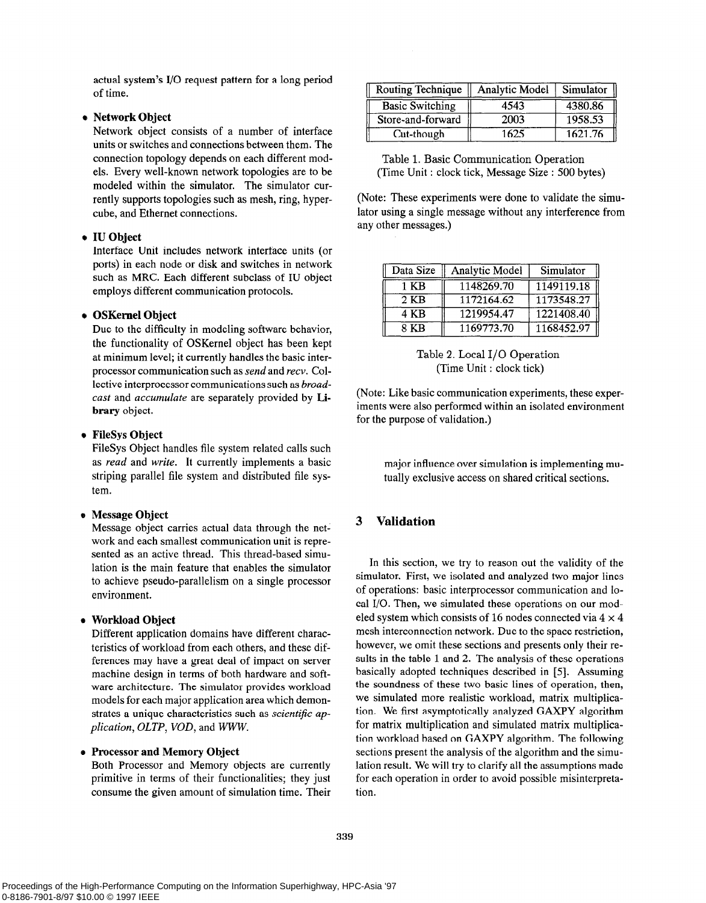actual system's I/O request pattern for a long period of time.

- **Network Object**
  Network object consists of a number of interface units or switches and connections between them. The connection topology depends on each different models. Every well-known network topologies are to be modeled within the simulator. The simulator currently supports topologies such as mesh, ring, hypercube, and Ethernet connections.

- **IU Object**
  Interface Unit includes network interface units (or ports) in each node or disk and switches in network such as MRC. Each different subclass of IU object employs different communication protocols.

- **OSKernel Object**
  Due to the difficulty in modeling software behavior, the functionality of OSKernel object has been kept at minimum level; it currently handles the basic interprocessor communication such as *send* and *recv*. Collective interprocessor communications such as *broadcast* and *accumulate* are separately provided by **Library** object.

- **FileSys Object**
  FileSys Object handles file system related calls such as *read* and *write*. It currently implements a basic striping parallel file system and distributed file system.

- **Message Object**
  Message object carries actual data through the network and each smallest communication unit is represented as an active thread. This thread-based simulation is the main feature that enables the simulator to achieve pseudo-parallelism on a single processor environment.

- **Workload Object**
  Different application domains have different characteristics of workload from each others, and these differences may have a great deal of impact on server machine design in terms of both hardware and software architecture. The simulator provides workload models for each major application area which demonstrates a unique characteristics such as *scientific application*, *OLTP*, *VOD*, and *WWW*.

- **Processor and Memory Object**
  Both Processor and Memory objects are currently primitive in terms of their functionalities; they just consume the given amount of simulation time. Their major influence over simulation is implementing mutually exclusive access on shared critical sections.

| Routing Technique | Analytic Model | Simulator |
|---|---|---|
| Basic Switching | 4543 | 4380.86 |
| Store-and-forward | 2003 | 1958.53 |
| Cut-though | 1625 | 1621.76 |

Table 1. Basic Communication Operation (Time Unit : clock tick, Message Size : 500 bytes)

(Note: These experiments were done to validate the simulator using a single message without any interference from any other messages.)

| Data Size | Analytic Model | Simulator |
|---|---|---|
| 1 KB | 1148269.70 | 1149119.18 |
| 2 KB | 1172164.62 | 1173548.27 |
| 4 KB | 1219954.47 | 1221408.40 |
| 8 KB | 1169773.70 | 1168452.97 |

Table 2. Local I/O Operation (Time Unit : clock tick)

(Note: Like basic communication experiments, these experiments were also performed within an isolated environment for the purpose of validation.)

## 3 Validation

In this section, we try to reason out the validity of the simulator. First, we isolated and analyzed two major lines of operations: basic interprocessor communication and local I/O. Then, we simulated these operations on our modeled system which consists of 16 nodes connected via $4 \times 4$ mesh interconnection network. Due to the space restriction, however, we omit these sections and presents only their results in the table 1 and 2. The analysis of these operations basically adopted techniques described in [5]. Assuming the soundness of these two basic lines of operation, then, we simulated more realistic workload, matrix multiplication. We first asymptotically analyzed GAXPY algorithm for matrix multiplication and simulated matrix multiplication workload based on GAXPY algorithm. The following sections present the analysis of the algorithm and the simulation result. We will try to clarify all the assumptions made for each operation in order to avoid possible misinterpretation.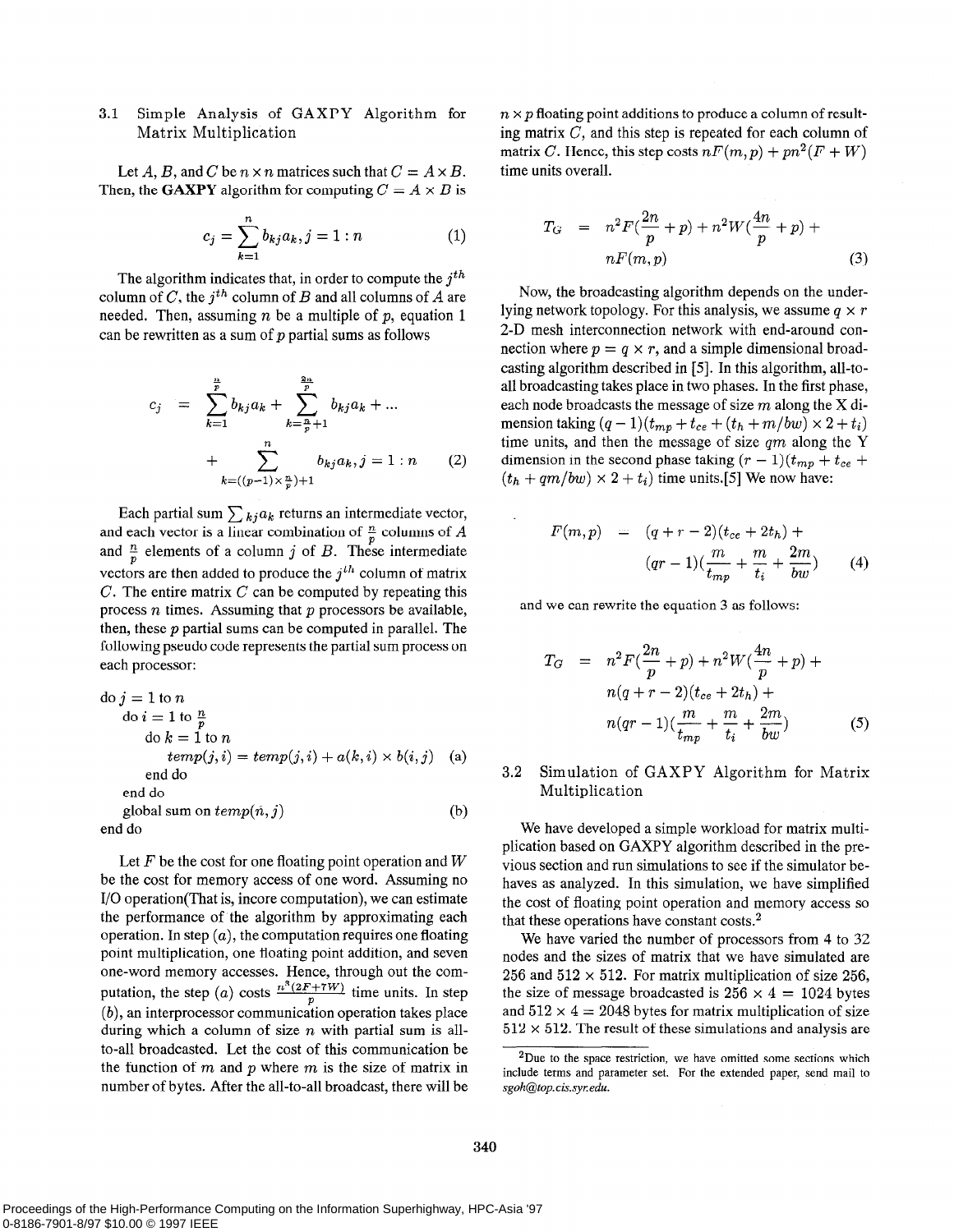### 3.1 Simple Analysis of GAXPY Algorithm for Matrix Multiplication

Let $A$, $B$, and $C$ be $n \times n$ matrices such that $C = A \times B$. Then, the **GAXPY** algorithm for computing $C = A \times B$ is

$$c_j = \sum_{k=1}^{n} b_{kj} a_k, j = 1 : n \tag{1}$$

The algorithm indicates that, in order to compute the $j^{th}$ column of $C$, the $j^{th}$ column of $B$ and all columns of $A$ are needed. Then, assuming $n$ be a multiple of $p$, equation 1 can be rewritten as a sum of $p$ partial sums as follows

$$\begin{aligned} c_j &= \sum_{k=1}^{\frac{n}{p}} b_{kj} a_k + \sum_{k=\frac{n}{p}+1}^{\frac{2n}{p}} b_{kj} a_k + \ldots \\ &+ \sum_{k=((p-1)\times\frac{n}{p})+1}^{n} b_{kj} a_k, j = 1 : n \end{aligned} \tag{2}$$

Each partial sum $\sum_{kj} a_k$ returns an intermediate vector, and each vector is a linear combination of $\frac{n}{p}$ columns of $A$ and $\frac{n}{p}$ elements of a column $j$ of $B$. These intermediate vectors are then added to produce the $j^{th}$ column of matrix $C$. The entire matrix $C$ can be computed by repeating this process $n$ times. Assuming that $p$ processors be available, then, these $p$ partial sums can be computed in parallel. The following pseudo code represents the partial sum process on each processor:

```
do j = 1 to n
   do i = 1 to n/p
      do k = 1 to n
         temp(j,i) = temp(j,i) + a(k,i) × b(i,j)   (a)
      end do
   end do
   global sum on temp(n,j)                          (b)
end do
```

Let $F$ be the cost for one floating point operation and $W$ be the cost for memory access of one word. Assuming no I/O operation(That is, incore computation), we can estimate the performance of the algorithm by approximating each operation. In step $(a)$, the computation requires one floating point multiplication, one floating point addition, and seven one-word memory accesses. Hence, through out the computation, the step $(a)$ costs $\frac{n^3(2F+7W)}{p}$ time units. In step $(b)$, an interprocessor communication operation takes place during which a column of size $n$ with partial sum is all-to-all broadcasted. Let the cost of this communication be the function of $m$ and $p$ where $m$ is the size of matrix in number of bytes. After the all-to-all broadcast, there will be $n \times p$ floating point additions to produce a column of resulting matrix $C$, and this step is repeated for each column of matrix $C$. Hence, this step costs $nF(m,p) + pn^2(F + W)$ time units overall.

$$\begin{aligned} T_G &= n^2F(\frac{2n}{p} + p) + n^2W(\frac{4n}{p} + p) + \\ & \quad nF(m,p) \end{aligned} \tag{3}$$

Now, the broadcasting algorithm depends on the underlying network topology. For this analysis, we assume $q \times r$ 2-D mesh interconnection network with end-around connection where $p = q \times r$, and a simple dimensional broadcasting algorithm described in [5]. In this algorithm, all-to-all broadcasting takes place in two phases. In the first phase, each node broadcasts the message of size $m$ along the X dimension taking $(q-1)(t_{mp} + t_{ce} + (t_h + m/bw) \times 2 + t_i)$ time units, and then the message of size $qm$ along the Y dimension in the second phase taking $(r-1)(t_{mp} + t_{ce} + (t_h + qm/bw) \times 2 + t_i)$ time units.[5] We now have:

$$\begin{aligned} F(m,p) &= (q + r - 2)(t_{ce} + 2t_h) + \\ & \quad (qr - 1)(\frac{m}{t_{mp}} + \frac{m}{t_i} + \frac{2m}{bw}) \end{aligned} \tag{4}$$

and we can rewrite the equation 3 as follows:

$$\begin{aligned} T_G &= n^2F(\frac{2n}{p} + p) + n^2W(\frac{4n}{p} + p) + \\ & \quad n(q + r - 2)(t_{ce} + 2t_h) + \\ & \quad n(qr - 1)(\frac{m}{t_{mp}} + \frac{m}{t_i} + \frac{2m}{bw}) \end{aligned} \tag{5}$$

### 3.2 Simulation of GAXPY Algorithm for Matrix Multiplication

We have developed a simple workload for matrix multiplication based on GAXPY algorithm described in the previous section and run simulations to see if the simulator behaves as analyzed. In this simulation, we have simplified the cost of floating point operation and memory access so that these operations have constant costs.[2]

We have varied the number of processors from 4 to 32 nodes and the sizes of matrix that we have simulated are 256 and $512 \times 512$. For matrix multiplication of size 256, the size of message broadcasted is $256 \times 4 = 1024$ bytes and $512 \times 4 = 2048$ bytes for matrix multiplication of size $512 \times 512$. The result of these simulations and analysis are

[2] Due to the space restriction, we have omitted some sections which include terms and parameter set. For the extended paper, send mail to *sgoh@top.cis.syr.edu*.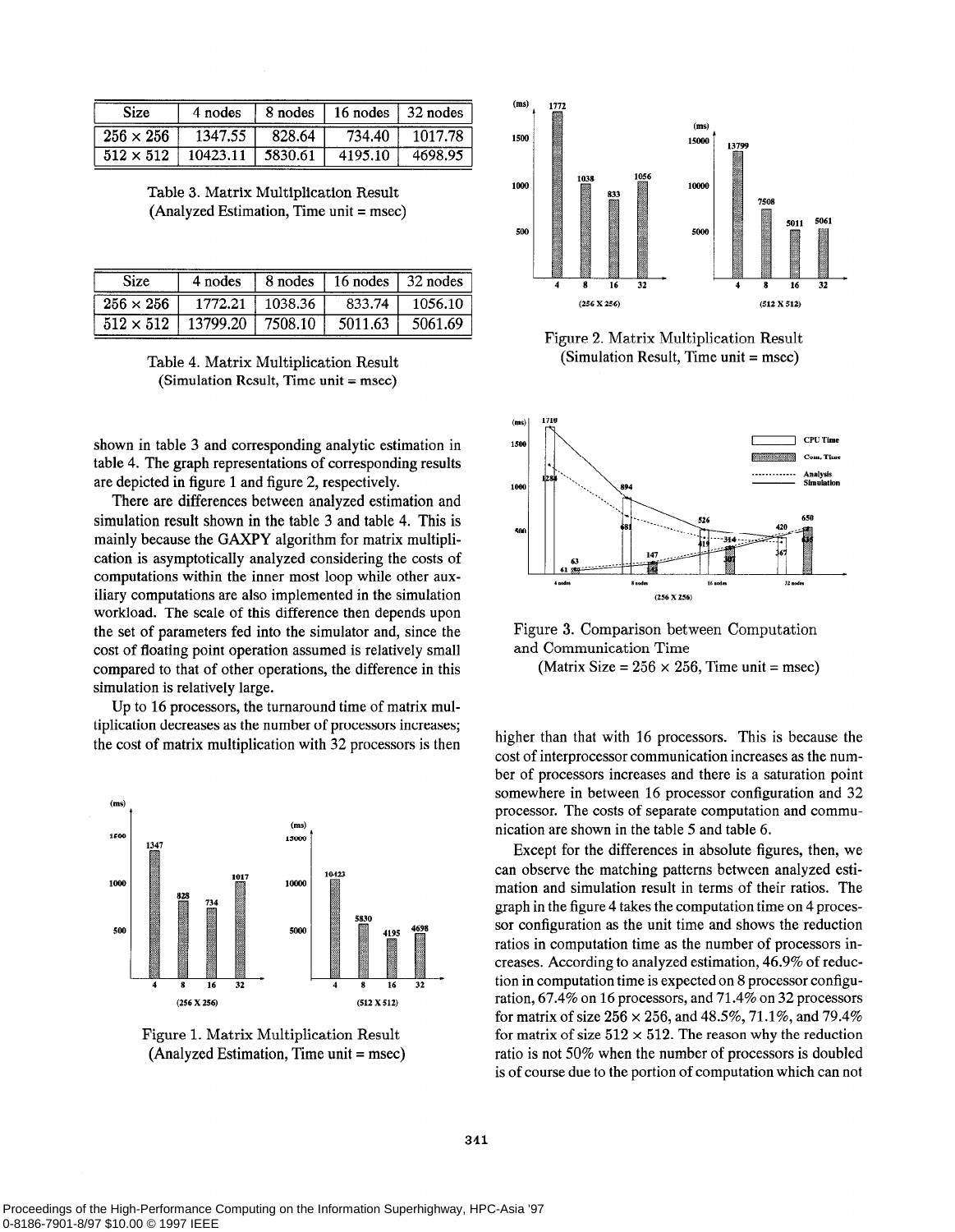| Size | 4 nodes | 8 nodes | 16 nodes | 32 nodes |
|---|---|---|---|---|
| 256 × 256 | 1347.55 | 828.64 | 734.40 | 1017.78 |
| 512 × 512 | 10423.11 | 5830.61 | 4195.10 | 4698.95 |

Table 3. Matrix Multiplication Result (Analyzed Estimation, Time unit = msec)

| Size | 4 nodes | 8 nodes | 16 nodes | 32 nodes |
|---|---|---|---|---|
| 256 × 256 | 1772.21 | 1038.36 | 833.74 | 1056.10 |
| 512 × 512 | 13799.20 | 7508.10 | 5011.63 | 5061.69 |

Table 4. Matrix Multiplication Result (Simulation Result, Time unit = msec)

shown in table 3 and corresponding analytic estimation in table 4. The graph representations of corresponding results are depicted in figure 1 and figure 2, respectively.

There are differences between analyzed estimation and simulation result shown in the table 3 and table 4. This is mainly because the GAXPY algorithm for matrix multiplication is asymptotically analyzed considering the costs of computations within the inner most loop while other auxiliary computations are also implemented in the simulation workload. The scale of this difference then depends upon the set of parameters fed into the simulator and, since the cost of floating point operation assumed is relatively small compared to that of other operations, the difference in this simulation is relatively large.

Up to 16 processors, the turnaround time of matrix multiplication decreases as the number of processors increases; the cost of matrix multiplication with 32 processors is then higher than that with 16 processors. This is because the cost of interprocessor communication increases as the number of processors increases and there is a saturation point somewhere in between 16 processor configuration and 32 processor. The costs of separate computation and communication are shown in the table 5 and table 6.

Figure 1. Matrix Multiplication Result (Analyzed Estimation, Time unit = msec)

Figure 2. Matrix Multiplication Result (Simulation Result, Time unit = msec)

Figure 3. Comparison between Computation and Communication Time (Matrix Size = 256 × 256, Time unit = msec)

Except for the differences in absolute figures, then, we can observe the matching patterns between analyzed estimation and simulation result in terms of their ratios. The graph in the figure 4 takes the computation time on 4 processor configuration as the unit time and shows the reduction ratios in computation time as the number of processors increases. According to analyzed estimation, 46.9% of reduction in computation time is expected on 8 processor configuration, 67.4% on 16 processors, and 71.4% on 32 processors for matrix of size 256 × 256, and 48.5%, 71.1%, and 79.4% for matrix of size 512 × 512. The reason why the reduction ratio is not 50% when the number of processors is doubled is of course due to the portion of computation which can not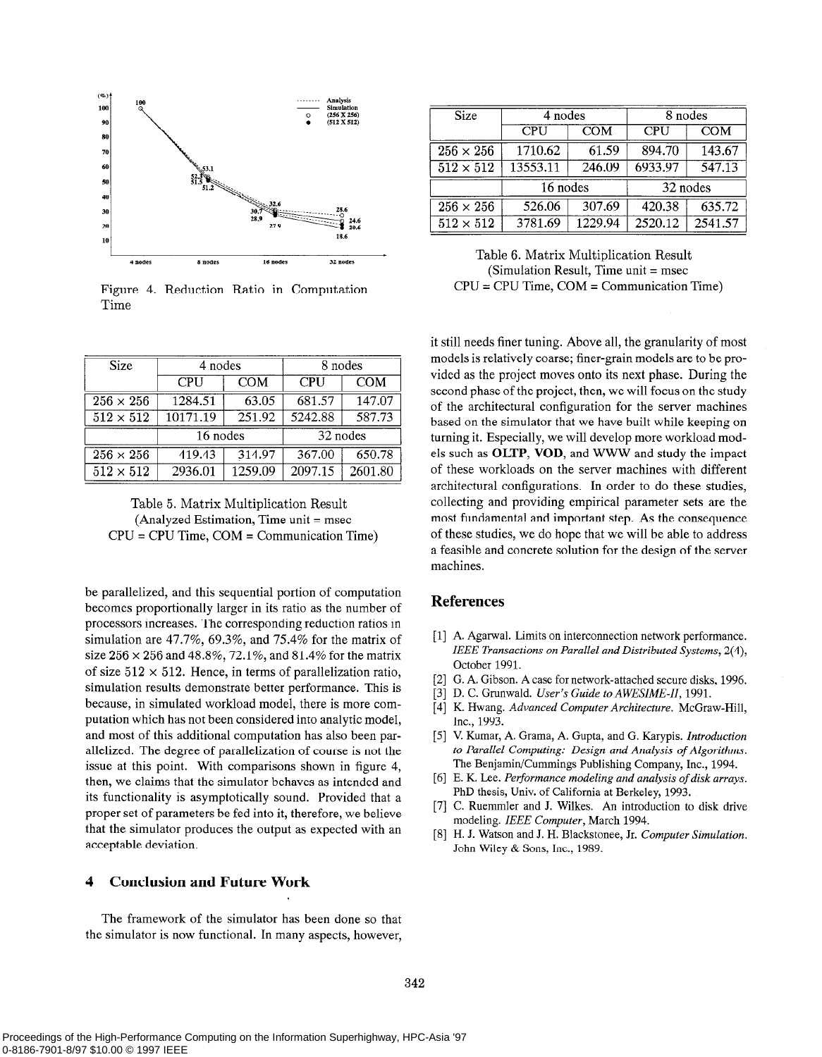(%)
100
90
80
70
60
50
40
30
20
10

Analysis
Simulation
(256 X 256)
(512 X 512)

100
53.1
52.3
51.5
51.2
32.6
30.7
28.9
27.9
28.6
24.6
20.6
18.6

4 nodes
8 nodes
16 nodes
32 nodes

Figure 4. Reduction Ratio in Computation Time

| Size | 4 nodes | | 8 nodes | |
|---|---|---|---|---|
| | CPU | COM | CPU | COM |
| 256 × 256 | 1284.51 | 63.05 | 681.57 | 147.07 |
| 512 × 512 | 10171.19 | 251.92 | 5242.88 | 587.73 |
| | 16 nodes | | 32 nodes | |
| 256 × 256 | 419.43 | 314.97 | 367.00 | 650.78 |
| 512 × 512 | 2936.01 | 1259.09 | 2097.15 | 2601.80 |

Table 5. Matrix Multiplication Result
(Analyzed Estimation, Time unit = msec
CPU = CPU Time, COM = Communication Time)

be parallelized, and this sequential portion of computation becomes proportionally larger in its ratio as the number of processors increases. The corresponding reduction ratios in simulation are 47.7%, 69.3%, and 75.4% for the matrix of size 256 × 256 and 48.8%, 72.1%, and 81.4% for the matrix of size 512 × 512. Hence, in terms of parallelization ratio, simulation results demonstrate better performance. This is because, in simulated workload model, there is more computation which has not been considered into analytic model, and most of this additional computation has also been parallelized. The degree of parallelization of course is not the issue at this point. With comparisons shown in figure 4, then, we claims that the simulator behaves as intended and its functionality is asymptotically sound. Provided that a proper set of parameters be fed into it, therefore, we believe that the simulator produces the output as expected with an acceptable deviation.

## 4 Conclusion and Future Work

The framework of the simulator has been done so that the simulator is now functional. In many aspects, however, it still needs finer tuning. Above all, the granularity of most models is relatively coarse; finer-grain models are to be provided as the project moves onto its next phase. During the second phase of the project, then, we will focus on the study of the architectural configuration for the server machines based on the simulator that we have built while keeping on turning it. Especially, we will develop more workload models such as **OLTP**, **VOD**, and WWW and study the impact of these workloads on the server machines with different architectural configurations. In order to do these studies, collecting and providing empirical parameter sets are the most fundamental and important step. As the consequence of these studies, we do hope that we will be able to address a feasible and concrete solution for the design of the server machines.

| Size | 4 nodes | | 8 nodes | |
|---|---|---|---|---|
| | CPU | COM | CPU | COM |
| 256 × 256 | 1710.62 | 61.59 | 894.70 | 143.67 |
| 512 × 512 | 13553.11 | 246.09 | 6933.97 | 547.13 |
| | 16 nodes | | 32 nodes | |
| 256 × 256 | 526.06 | 307.69 | 420.38 | 635.72 |
| 512 × 512 | 3781.69 | 1229.94 | 2520.12 | 2541.57 |

Table 6. Matrix Multiplication Result
(Simulation Result, Time unit = msec
CPU = CPU Time, COM = Communication Time)

## References

[1] A. Agarwal. Limits on interconnection network performance. *IEEE Transactions on Parallel and Distributed Systems*, 2(4), October 1991.

[2] G. A. Gibson. A case for network-attached secure disks, 1996.

[3] D. C. Grunwald. *User's Guide to AWESIME-II*, 1991.

[4] K. Hwang. *Advanced Computer Architecture*. McGraw-Hill, Inc., 1993.

[5] V. Kumar, A. Grama, A. Gupta, and G. Karypis. *Introduction to Parallel Computing: Design and Analysis of Algorithms*. The Benjamin/Cummings Publishing Company, Inc., 1994.

[6] E. K. Lee. *Performance modeling and analysis of disk arrays*. PhD thesis, Univ. of California at Berkeley, 1993.

[7] C. Ruemmler and J. Wilkes. An introduction to disk drive modeling. *IEEE Computer*, March 1994.

[8] H. J. Watson and J. H. Blackstonee, Jr. *Computer Simulation*. John Wiley & Sons, Inc., 1989.